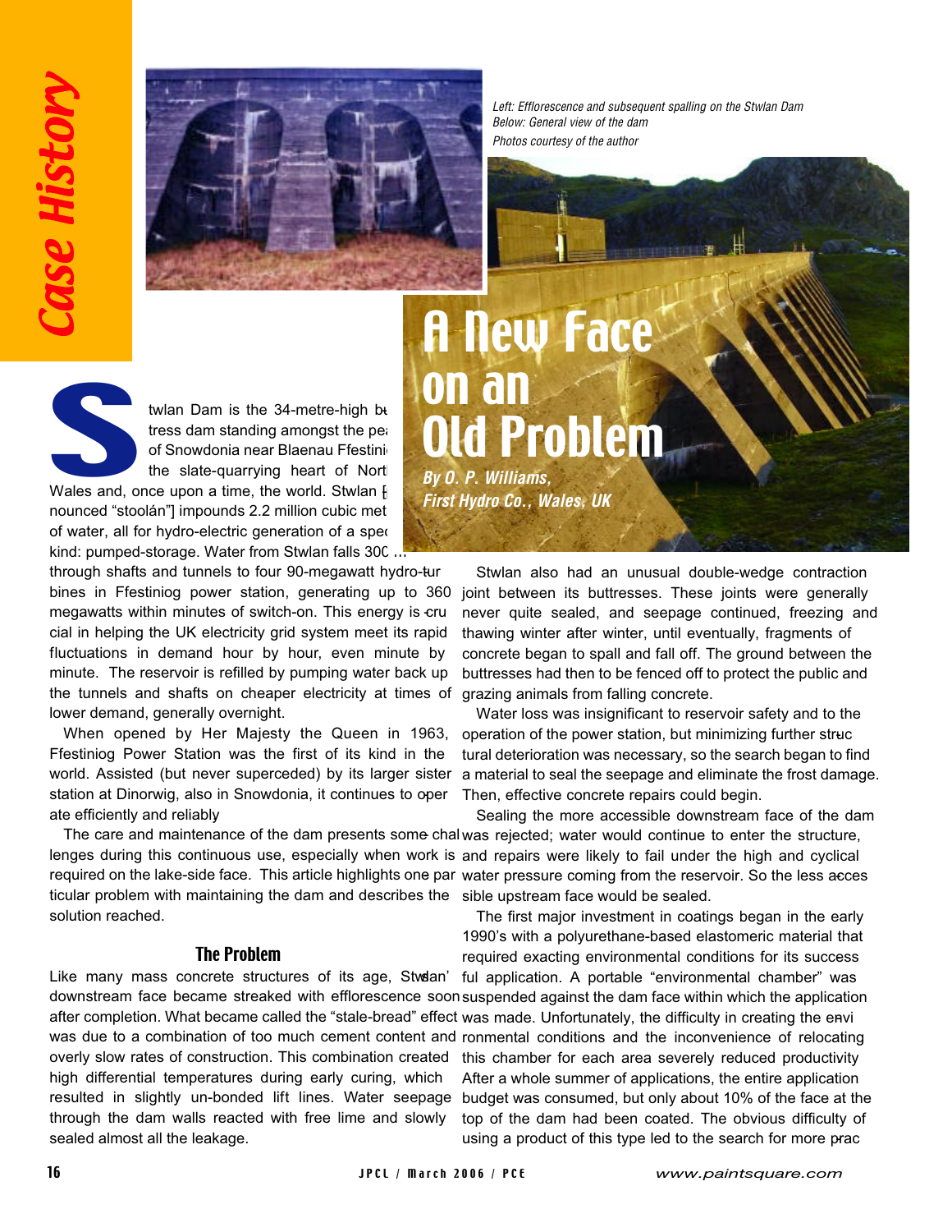Case History

Left: Efflorescence and subsequent spalling on the Stwlan Dam
Below: General view of the dam
Photos courtesy of the author

# A New Face on an Old Problem

**By O. P. Williams, First Hydro Co., Wales, UK**

Stwlan Dam is the 34-metre-high buttress dam standing amongst the peaks of Snowdonia near Blaenau Ffestiniog, the slate-quarrying heart of North Wales and, once upon a time, the world. Stwlan [pronounced "stoolán"] impounds 2.2 million cubic metres of water, all for hydro-electric generation of a special kind: pumped-storage. Water from Stwlan falls 300 m through shafts and tunnels to four 90-megawatt hydro-turbines in Ffestiniog power station, generating up to 360 megawatts within minutes of switch-on. This energy is crucial in helping the UK electricity grid system meet its rapid fluctuations in demand hour by hour, even minute by minute. The reservoir is refilled by pumping water back up the tunnels and shafts on cheaper electricity at times of lower demand, generally overnight.

When opened by Her Majesty the Queen in 1963, Ffestiniog Power Station was the first of its kind in the world. Assisted (but never superceded) by its larger sister station at Dinorwig, also in Snowdonia, it continues to operate efficiently and reliably

The care and maintenance of the dam presents some challenges during this continuous use, especially when work is required on the lake-side face. This article highlights one particular problem with maintaining the dam and describes the solution reached.

## The Problem

Like many mass concrete structures of its age, Stwlan' downstream face became streaked with efflorescence soon after completion. What became called the "stale-bread" effect was due to a combination of too much cement content and overly slow rates of construction. This combination created high differential temperatures during early curing, which resulted in slightly un-bonded lift lines. Water seepage through the dam walls reacted with free lime and slowly sealed almost all the leakage.

Stwlan also had an unusual double-wedge contraction joint between its buttresses. These joints were generally never quite sealed, and seepage continued, freezing and thawing winter after winter, until eventually, fragments of concrete began to spall and fall off. The ground between the buttresses had then to be fenced off to protect the public and grazing animals from falling concrete.

Water loss was insignificant to reservoir safety and to the operation of the power station, but minimizing further structural deterioration was necessary, so the search began to find a material to seal the seepage and eliminate the frost damage. Then, effective concrete repairs could begin.

Sealing the more accessible downstream face of the dam was rejected; water would continue to enter the structure, and repairs were likely to fail under the high and cyclical water pressure coming from the reservoir. So the less accessible upstream face would be sealed.

The first major investment in coatings began in the early 1990's with a polyurethane-based elastomeric material that required exacting environmental conditions for its successful application. A portable "environmental chamber" was suspended against the dam face within which the application was made. Unfortunately, the difficulty in creating the environmental conditions and the inconvenience of relocating this chamber for each area severely reduced productivity After a whole summer of applications, the entire application budget was consumed, but only about 10% of the face at the top of the dam had been coated. The obvious difficulty of using a product of this type led to the search for more prac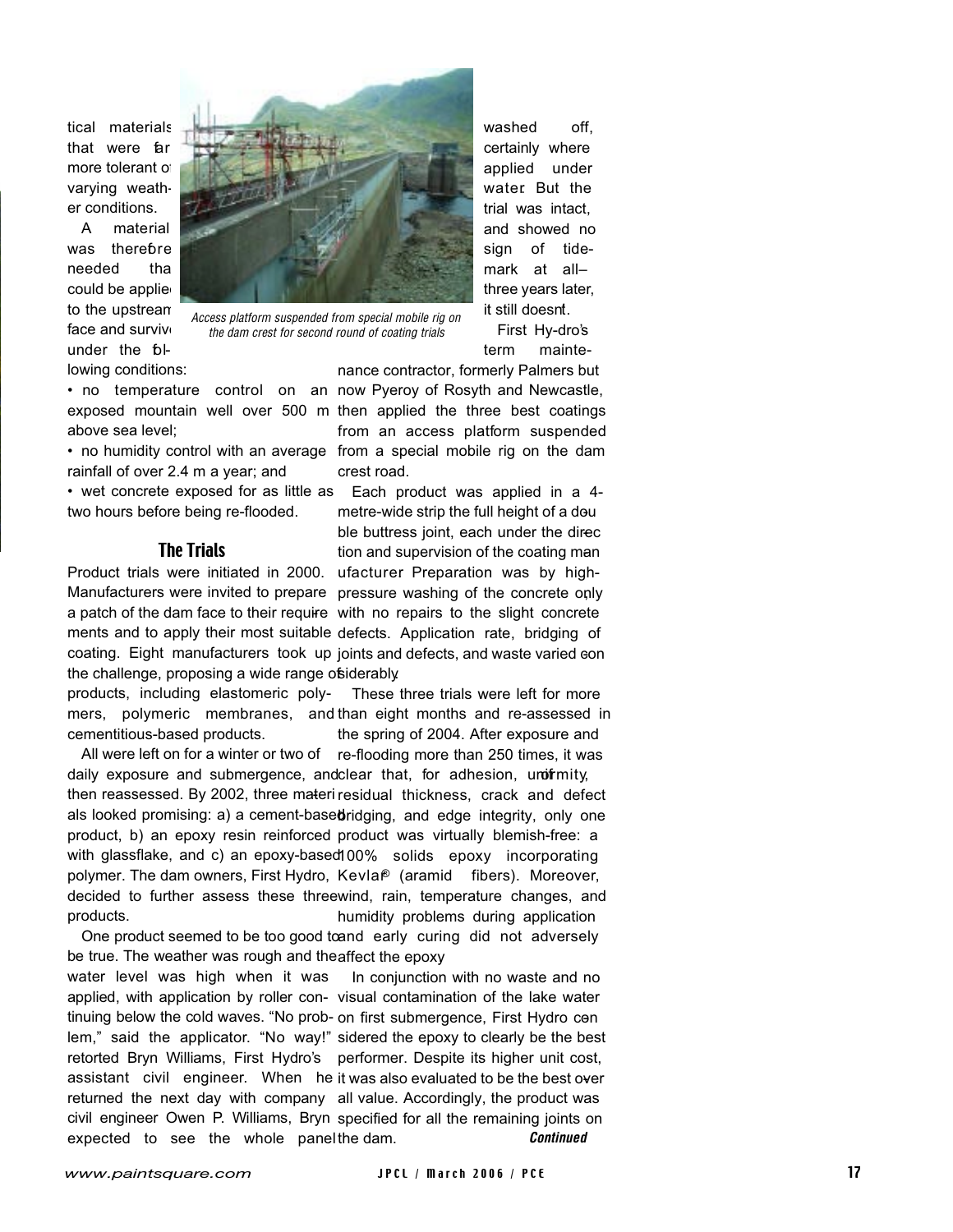tical materials that were far more tolerant of varying weather conditions.

A material was therefore needed that could be applied to the upstream face and survive under the following conditions:

- no temperature control on an exposed mountain well over 500 m above sea level;
- no humidity control with an average rainfall of over 2.4 m a year; and
- wet concrete exposed for as little as two hours before being re-flooded.

## The Trials

Product trials were initiated in 2000. Manufacturers were invited to prepare a patch of the dam face to their requirements and to apply their most suitable coating. Eight manufacturers took up the challenge, proposing a wide range of products, including elastomeric polymers, polymeric membranes, and cementitious-based products.

All were left on for a winter or two of daily exposure and submergence, and then reassessed. By 2002, three materials looked promising: a) a cement-based product, b) an epoxy resin reinforced with glassflake, and c) an epoxy-based polymer. The dam owners, First Hydro, decided to further assess these three products.

One product seemed to be too good to be true. The weather was rough and the water level was high when it was applied, with application by roller continuing below the cold waves. "No problem," said the applicator. "No way!" retorted Bryn Williams, First Hydro's assistant civil engineer. When he returned the next day with company civil engineer Owen P. Williams, Bryn expected to see the whole panel washed off, certainly where applied under water. But the trial was intact, and showed no sign of tidemark at all—three years later, it still doesn't.

*Access platform suspended from special mobile rig on the dam crest for second round of coating trials*

First Hydro's term maintenance contractor, formerly Palmers but now Pyeroy of Rosyth and Newcastle, then applied the three best coatings from an access platform suspended from a special mobile rig on the dam crest road.

Each product was applied in a 4-metre-wide strip the full height of a double buttress joint, each under the direction and supervision of the coating manufacturer. Preparation was by high-pressure washing of the concrete only, with no repairs to the slight concrete defects. Application rate, bridging of joints and defects, and waste varied considerably.

These three trials were left for more than eight months and re-assessed in the spring of 2004. After exposure and re-flooding more than 250 times, it was clear that, for adhesion, uniformity, residual thickness, crack and defect bridging, and edge integrity, only one product was virtually blemish-free: a 100% solids epoxy incorporating Kevlar® (aramid fibers). Moreover, wind, rain, temperature changes, and humidity problems during application and early curing did not adversely affect the epoxy.

In conjunction with no waste and no visual contamination of the lake water on first submergence, First Hydro considered the epoxy to clearly be the best performer. Despite its higher unit cost, it was also evaluated to be the best overall value. Accordingly, the product was specified for all the remaining joints on the dam.

***Continued***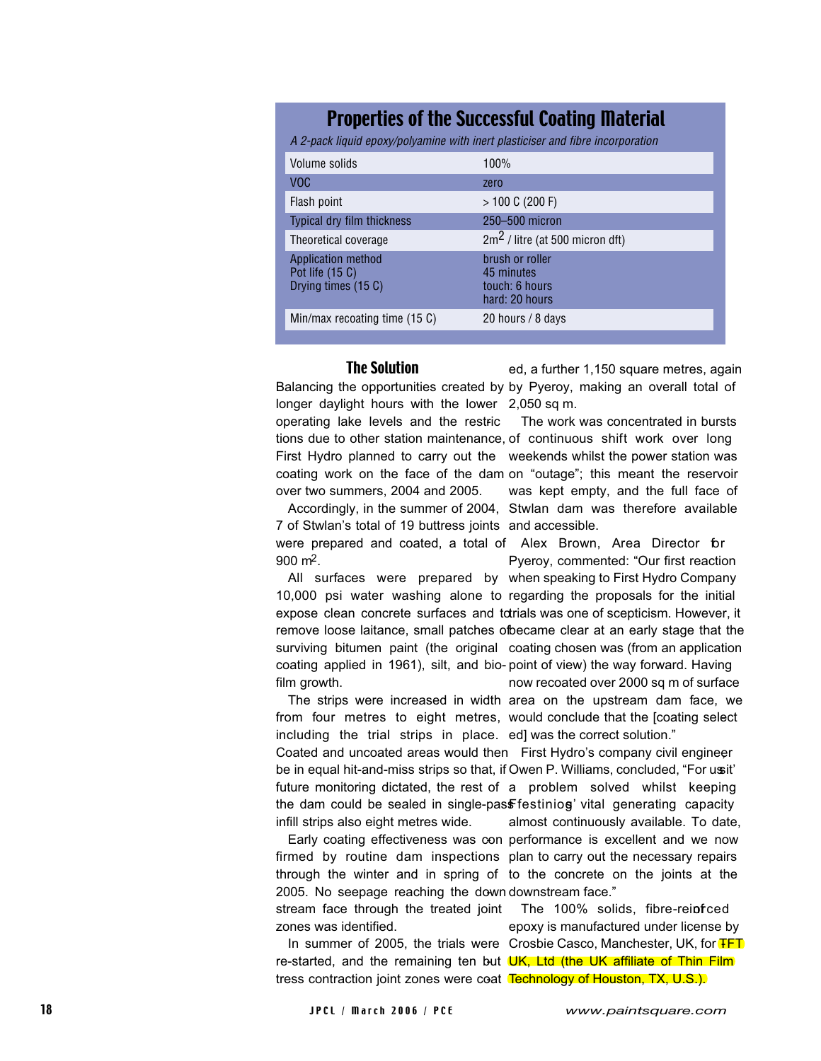## Properties of the Successful Coating Material

*A 2-pack liquid epoxy/polyamine with inert plasticiser and fibre incorporation*

| | |
|---|---|
| Volume solids | 100% |
| VOC | zero |
| Flash point | > 100 C (200 F) |
| Typical dry film thickness | 250–500 micron |
| Theoretical coverage | $2m^2$ / litre (at 500 micron dft) |
| Application method<br>Pot life (15 C)<br>Drying times (15 C) | brush or roller<br>45 minutes<br>touch: 6 hours<br>hard: 20 hours |
| Min/max recoating time (15 C) | 20 hours / 8 days |

### The Solution

Balancing the opportunities created by longer daylight hours with the lower operating lake levels and the restrictions due to other station maintenance, First Hydro planned to carry out the coating work on the face of the dam over two summers, 2004 and 2005.

Accordingly, in the summer of 2004, 7 of Stwlan's total of 19 buttress joints were prepared and coated, a total of 900 $m^2$.

All surfaces were prepared by 10,000 psi water washing alone to expose clean concrete surfaces and to remove loose laitance, small patches of surviving bitumen paint (the original coating applied in 1961), silt, and biofilm growth.

The strips were increased in width from four metres to eight metres, including the trial strips in place. Coated and uncoated areas would then be in equal hit-and-miss strips so that, if future monitoring dictated, the rest of the dam could be sealed in single-pass infill strips also eight metres wide.

Early coating effectiveness was confirmed by routine dam inspections through the winter and in spring of 2005. No seepage reaching the downstream face through the treated joint zones was identified.

In summer of 2005, the trials were re-started, and the remaining ten buttress contraction joint zones were coated, a further 1,150 square metres, again by Pyeroy, making an overall total of 2,050 sq m.

The work was concentrated in bursts of continuous shift work over long weekends whilst the power station was on "outage"; this meant the reservoir was kept empty, and the full face of Stwlan dam was therefore available and accessible.

Alex Brown, Area Director for Pyeroy, commented: "Our first reaction when speaking to First Hydro Company regarding the proposals for the initial trials was one of scepticism. However, it became clear at an early stage that the coating chosen was (from an application point of view) the way forward. Having now recoated over 2000 sq m of surface area on the upstream dam face, we would conclude that the [coating selected] was the correct solution."

First Hydro's company civil engineer, Owen P. Williams, concluded, "For us it's a problem solved whilst keeping Ffestiniog's vital generating capacity almost continuously available. To date, performance is excellent and we now plan to carry out the necessary repairs to the concrete on the joints at the downstream face."

The 100% solids, fibre-reinforced epoxy is manufactured under license by Crosbie Casco, Manchester, UK, for TFT UK, Ltd (the UK affiliate of Thin Film Technology of Houston, TX, U.S.).